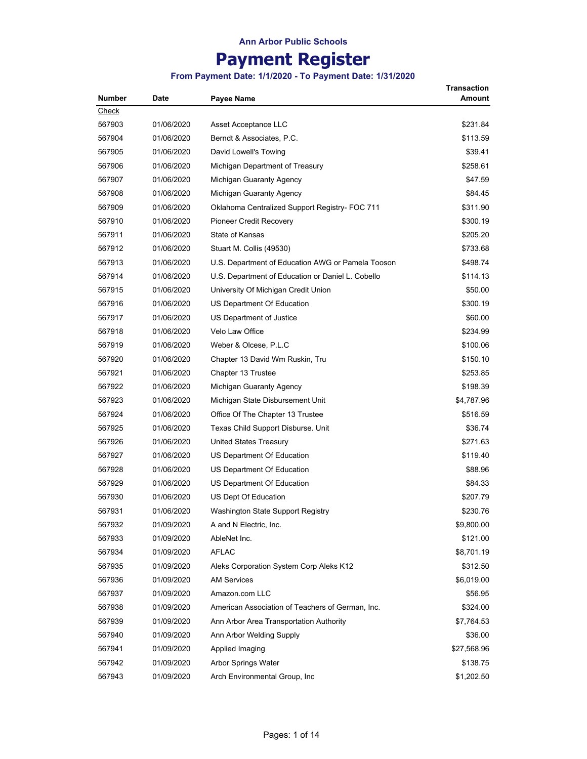## Ann Arbor Public Schools

# Payment Register

### From Payment Date: 1/1/2020 - To Payment Date: 1/31/2020

| Number | Date | Payee Name | Transaction Amount |
|---|---|---|---|
| Check | | | |
| 567903 | 01/06/2020 | Asset Acceptance LLC | $231.84 |
| 567904 | 01/06/2020 | Berndt & Associates, P.C. | $113.59 |
| 567905 | 01/06/2020 | David Lowell's Towing | $39.41 |
| 567906 | 01/06/2020 | Michigan Department of Treasury | $258.61 |
| 567907 | 01/06/2020 | Michigan Guaranty Agency | $47.59 |
| 567908 | 01/06/2020 | Michigan Guaranty Agency | $84.45 |
| 567909 | 01/06/2020 | Oklahoma Centralized Support Registry- FOC 711 | $311.90 |
| 567910 | 01/06/2020 | Pioneer Credit Recovery | $300.19 |
| 567911 | 01/06/2020 | State of Kansas | $205.20 |
| 567912 | 01/06/2020 | Stuart M. Collis (49530) | $733.68 |
| 567913 | 01/06/2020 | U.S. Department of Education AWG or Pamela Tooson | $498.74 |
| 567914 | 01/06/2020 | U.S. Department of Education or Daniel L. Cobello | $114.13 |
| 567915 | 01/06/2020 | University Of Michigan Credit Union | $50.00 |
| 567916 | 01/06/2020 | US Department Of Education | $300.19 |
| 567917 | 01/06/2020 | US Department of Justice | $60.00 |
| 567918 | 01/06/2020 | Velo Law Office | $234.99 |
| 567919 | 01/06/2020 | Weber & Olcese, P.L.C | $100.06 |
| 567920 | 01/06/2020 | Chapter 13 David Wm Ruskin, Tru | $150.10 |
| 567921 | 01/06/2020 | Chapter 13 Trustee | $253.85 |
| 567922 | 01/06/2020 | Michigan Guaranty Agency | $198.39 |
| 567923 | 01/06/2020 | Michigan State Disbursement Unit | $4,787.96 |
| 567924 | 01/06/2020 | Office Of The Chapter 13 Trustee | $516.59 |
| 567925 | 01/06/2020 | Texas Child Support Disburse. Unit | $36.74 |
| 567926 | 01/06/2020 | United States Treasury | $271.63 |
| 567927 | 01/06/2020 | US Department Of Education | $119.40 |
| 567928 | 01/06/2020 | US Department Of Education | $88.96 |
| 567929 | 01/06/2020 | US Department Of Education | $84.33 |
| 567930 | 01/06/2020 | US Dept Of Education | $207.79 |
| 567931 | 01/06/2020 | Washington State Support Registry | $230.76 |
| 567932 | 01/09/2020 | A and N Electric, Inc. | $9,800.00 |
| 567933 | 01/09/2020 | AbleNet Inc. | $121.00 |
| 567934 | 01/09/2020 | AFLAC | $8,701.19 |
| 567935 | 01/09/2020 | Aleks Corporation System Corp Aleks K12 | $312.50 |
| 567936 | 01/09/2020 | AM Services | $6,019.00 |
| 567937 | 01/09/2020 | Amazon.com LLC | $56.95 |
| 567938 | 01/09/2020 | American Association of Teachers of German, Inc. | $324.00 |
| 567939 | 01/09/2020 | Ann Arbor Area Transportation Authority | $7,764.53 |
| 567940 | 01/09/2020 | Ann Arbor Welding Supply | $36.00 |
| 567941 | 01/09/2020 | Applied Imaging | $27,568.96 |
| 567942 | 01/09/2020 | Arbor Springs Water | $138.75 |
| 567943 | 01/09/2020 | Arch Environmental Group, Inc | $1,202.50 |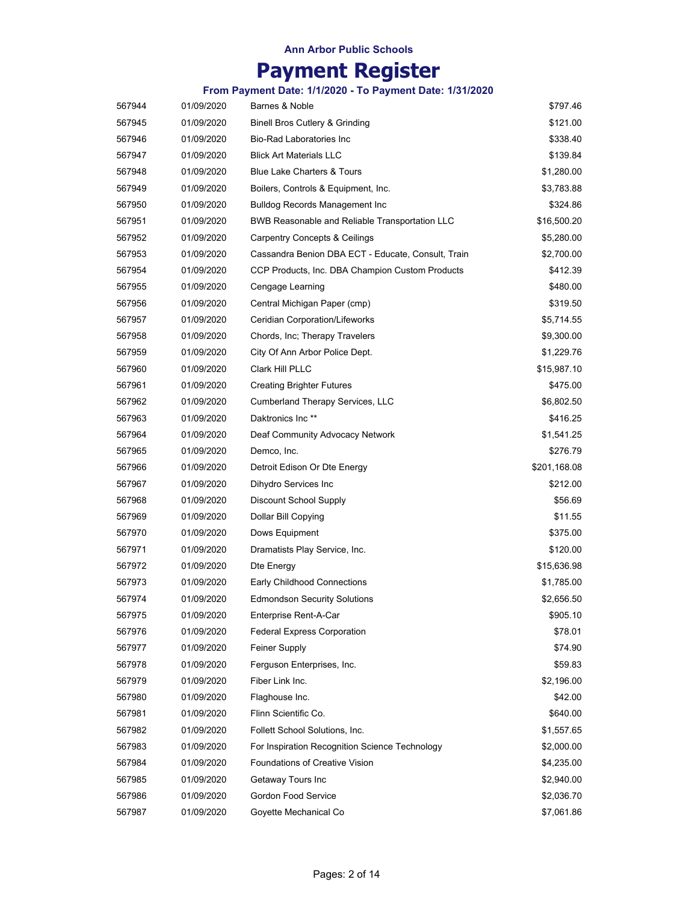Ann Arbor Public Schools

# Payment Register

### From Payment Date: 1/1/2020 - To Payment Date: 1/31/2020

| | | | |
|---|---|---|---|
| 567944 | 01/09/2020 | Barnes & Noble | $797.46 |
| 567945 | 01/09/2020 | Binell Bros Cutlery & Grinding | $121.00 |
| 567946 | 01/09/2020 | Bio-Rad Laboratories Inc | $338.40 |
| 567947 | 01/09/2020 | Blick Art Materials LLC | $139.84 |
| 567948 | 01/09/2020 | Blue Lake Charters & Tours | $1,280.00 |
| 567949 | 01/09/2020 | Boilers, Controls & Equipment, Inc. | $3,783.88 |
| 567950 | 01/09/2020 | Bulldog Records Management Inc | $324.86 |
| 567951 | 01/09/2020 | BWB Reasonable and Reliable Transportation LLC | $16,500.20 |
| 567952 | 01/09/2020 | Carpentry Concepts & Ceilings | $5,280.00 |
| 567953 | 01/09/2020 | Cassandra Benion DBA ECT - Educate, Consult, Train | $2,700.00 |
| 567954 | 01/09/2020 | CCP Products, Inc. DBA Champion Custom Products | $412.39 |
| 567955 | 01/09/2020 | Cengage Learning | $480.00 |
| 567956 | 01/09/2020 | Central Michigan Paper (cmp) | $319.50 |
| 567957 | 01/09/2020 | Ceridian Corporation/Lifeworks | $5,714.55 |
| 567958 | 01/09/2020 | Chords, Inc; Therapy Travelers | $9,300.00 |
| 567959 | 01/09/2020 | City Of Ann Arbor Police Dept. | $1,229.76 |
| 567960 | 01/09/2020 | Clark Hill PLLC | $15,987.10 |
| 567961 | 01/09/2020 | Creating Brighter Futures | $475.00 |
| 567962 | 01/09/2020 | Cumberland Therapy Services, LLC | $6,802.50 |
| 567963 | 01/09/2020 | Daktronics Inc ** | $416.25 |
| 567964 | 01/09/2020 | Deaf Community Advocacy Network | $1,541.25 |
| 567965 | 01/09/2020 | Demco, Inc. | $276.79 |
| 567966 | 01/09/2020 | Detroit Edison Or Dte Energy | $201,168.08 |
| 567967 | 01/09/2020 | Dihydro Services Inc | $212.00 |
| 567968 | 01/09/2020 | Discount School Supply | $56.69 |
| 567969 | 01/09/2020 | Dollar Bill Copying | $11.55 |
| 567970 | 01/09/2020 | Dows Equipment | $375.00 |
| 567971 | 01/09/2020 | Dramatists Play Service, Inc. | $120.00 |
| 567972 | 01/09/2020 | Dte Energy | $15,636.98 |
| 567973 | 01/09/2020 | Early Childhood Connections | $1,785.00 |
| 567974 | 01/09/2020 | Edmondson Security Solutions | $2,656.50 |
| 567975 | 01/09/2020 | Enterprise Rent-A-Car | $905.10 |
| 567976 | 01/09/2020 | Federal Express Corporation | $78.01 |
| 567977 | 01/09/2020 | Feiner Supply | $74.90 |
| 567978 | 01/09/2020 | Ferguson Enterprises, Inc. | $59.83 |
| 567979 | 01/09/2020 | Fiber Link Inc. | $2,196.00 |
| 567980 | 01/09/2020 | Flaghouse Inc. | $42.00 |
| 567981 | 01/09/2020 | Flinn Scientific Co. | $640.00 |
| 567982 | 01/09/2020 | Follett School Solutions, Inc. | $1,557.65 |
| 567983 | 01/09/2020 | For Inspiration Recognition Science Technology | $2,000.00 |
| 567984 | 01/09/2020 | Foundations of Creative Vision | $4,235.00 |
| 567985 | 01/09/2020 | Getaway Tours Inc | $2,940.00 |
| 567986 | 01/09/2020 | Gordon Food Service | $2,036.70 |
| 567987 | 01/09/2020 | Goyette Mechanical Co | $7,061.86 |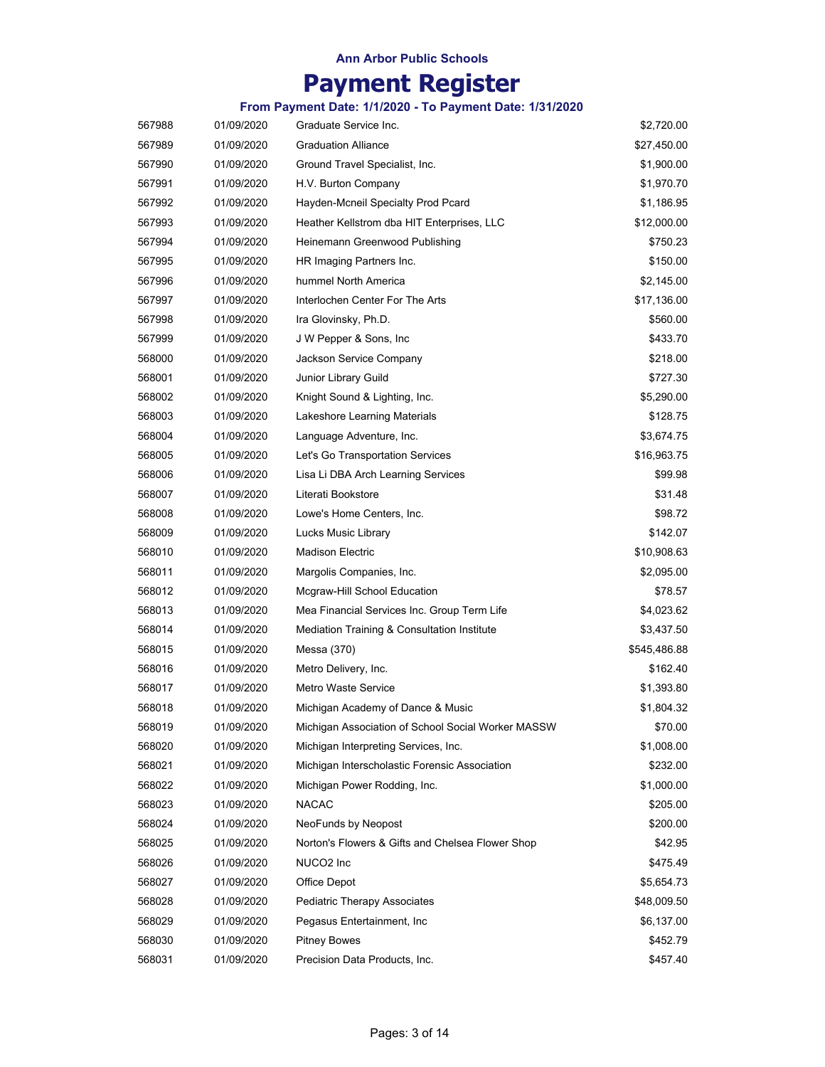**Ann Arbor Public Schools**

# Payment Register

### From Payment Date: 1/1/2020 - To Payment Date: 1/31/2020

| | | | |
|---|---|---|---|
| 567988 | 01/09/2020 | Graduate Service Inc. | $2,720.00 |
| 567989 | 01/09/2020 | Graduation Alliance | $27,450.00 |
| 567990 | 01/09/2020 | Ground Travel Specialist, Inc. | $1,900.00 |
| 567991 | 01/09/2020 | H.V. Burton Company | $1,970.70 |
| 567992 | 01/09/2020 | Hayden-Mcneil Specialty Prod Pcard | $1,186.95 |
| 567993 | 01/09/2020 | Heather Kellstrom dba HIT Enterprises, LLC | $12,000.00 |
| 567994 | 01/09/2020 | Heinemann Greenwood Publishing | $750.23 |
| 567995 | 01/09/2020 | HR Imaging Partners Inc. | $150.00 |
| 567996 | 01/09/2020 | hummel North America | $2,145.00 |
| 567997 | 01/09/2020 | Interlochen Center For The Arts | $17,136.00 |
| 567998 | 01/09/2020 | Ira Glovinsky, Ph.D. | $560.00 |
| 567999 | 01/09/2020 | J W Pepper & Sons, Inc | $433.70 |
| 568000 | 01/09/2020 | Jackson Service Company | $218.00 |
| 568001 | 01/09/2020 | Junior Library Guild | $727.30 |
| 568002 | 01/09/2020 | Knight Sound & Lighting, Inc. | $5,290.00 |
| 568003 | 01/09/2020 | Lakeshore Learning Materials | $128.75 |
| 568004 | 01/09/2020 | Language Adventure, Inc. | $3,674.75 |
| 568005 | 01/09/2020 | Let's Go Transportation Services | $16,963.75 |
| 568006 | 01/09/2020 | Lisa Li DBA Arch Learning Services | $99.98 |
| 568007 | 01/09/2020 | Literati Bookstore | $31.48 |
| 568008 | 01/09/2020 | Lowe's Home Centers, Inc. | $98.72 |
| 568009 | 01/09/2020 | Lucks Music Library | $142.07 |
| 568010 | 01/09/2020 | Madison Electric | $10,908.63 |
| 568011 | 01/09/2020 | Margolis Companies, Inc. | $2,095.00 |
| 568012 | 01/09/2020 | Mcgraw-Hill School Education | $78.57 |
| 568013 | 01/09/2020 | Mea Financial Services Inc. Group Term Life | $4,023.62 |
| 568014 | 01/09/2020 | Mediation Training & Consultation Institute | $3,437.50 |
| 568015 | 01/09/2020 | Messa (370) | $545,486.88 |
| 568016 | 01/09/2020 | Metro Delivery, Inc. | $162.40 |
| 568017 | 01/09/2020 | Metro Waste Service | $1,393.80 |
| 568018 | 01/09/2020 | Michigan Academy of Dance & Music | $1,804.32 |
| 568019 | 01/09/2020 | Michigan Association of School Social Worker MASSW | $70.00 |
| 568020 | 01/09/2020 | Michigan Interpreting Services, Inc. | $1,008.00 |
| 568021 | 01/09/2020 | Michigan Interscholastic Forensic Association | $232.00 |
| 568022 | 01/09/2020 | Michigan Power Rodding, Inc. | $1,000.00 |
| 568023 | 01/09/2020 | NACAC | $205.00 |
| 568024 | 01/09/2020 | NeoFunds by Neopost | $200.00 |
| 568025 | 01/09/2020 | Norton's Flowers & Gifts and Chelsea Flower Shop | $42.95 |
| 568026 | 01/09/2020 | NUCO2 Inc | $475.49 |
| 568027 | 01/09/2020 | Office Depot | $5,654.73 |
| 568028 | 01/09/2020 | Pediatric Therapy Associates | $48,009.50 |
| 568029 | 01/09/2020 | Pegasus Entertainment, Inc | $6,137.00 |
| 568030 | 01/09/2020 | Pitney Bowes | $452.79 |
| 568031 | 01/09/2020 | Precision Data Products, Inc. | $457.40 |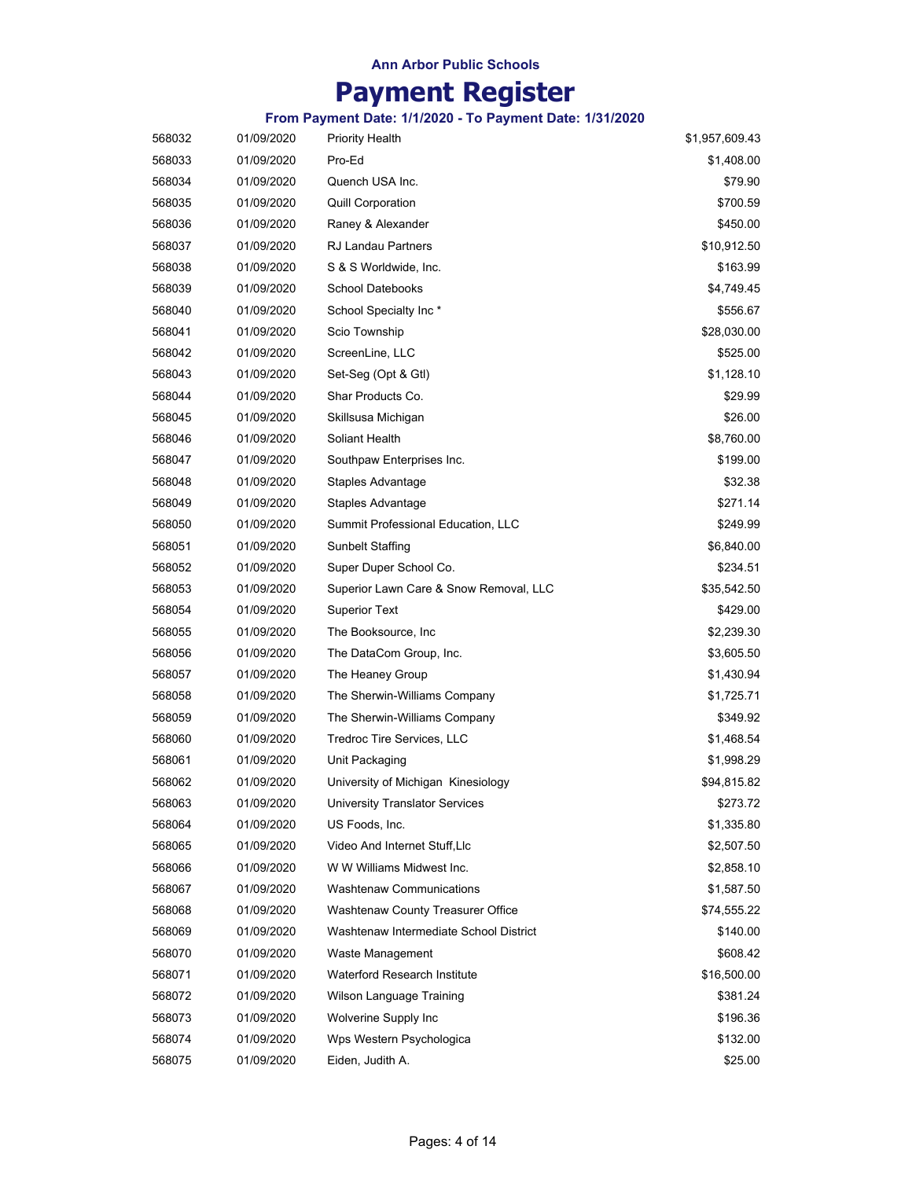**Ann Arbor Public Schools**

# Payment Register

**From Payment Date: 1/1/2020 - To Payment Date: 1/31/2020**

| | | | |
|---|---|---|---|
| 568032 | 01/09/2020 | Priority Health | $1,957,609.43 |
| 568033 | 01/09/2020 | Pro-Ed | $1,408.00 |
| 568034 | 01/09/2020 | Quench USA Inc. | $79.90 |
| 568035 | 01/09/2020 | Quill Corporation | $700.59 |
| 568036 | 01/09/2020 | Raney & Alexander | $450.00 |
| 568037 | 01/09/2020 | RJ Landau Partners | $10,912.50 |
| 568038 | 01/09/2020 | S & S Worldwide, Inc. | $163.99 |
| 568039 | 01/09/2020 | School Datebooks | $4,749.45 |
| 568040 | 01/09/2020 | School Specialty Inc * | $556.67 |
| 568041 | 01/09/2020 | Scio Township | $28,030.00 |
| 568042 | 01/09/2020 | ScreenLine, LLC | $525.00 |
| 568043 | 01/09/2020 | Set-Seg (Opt & Gtl) | $1,128.10 |
| 568044 | 01/09/2020 | Shar Products Co. | $29.99 |
| 568045 | 01/09/2020 | Skillsusa Michigan | $26.00 |
| 568046 | 01/09/2020 | Soliant Health | $8,760.00 |
| 568047 | 01/09/2020 | Southpaw Enterprises Inc. | $199.00 |
| 568048 | 01/09/2020 | Staples Advantage | $32.38 |
| 568049 | 01/09/2020 | Staples Advantage | $271.14 |
| 568050 | 01/09/2020 | Summit Professional Education, LLC | $249.99 |
| 568051 | 01/09/2020 | Sunbelt Staffing | $6,840.00 |
| 568052 | 01/09/2020 | Super Duper School Co. | $234.51 |
| 568053 | 01/09/2020 | Superior Lawn Care & Snow Removal, LLC | $35,542.50 |
| 568054 | 01/09/2020 | Superior Text | $429.00 |
| 568055 | 01/09/2020 | The Booksource, Inc | $2,239.30 |
| 568056 | 01/09/2020 | The DataCom Group, Inc. | $3,605.50 |
| 568057 | 01/09/2020 | The Heaney Group | $1,430.94 |
| 568058 | 01/09/2020 | The Sherwin-Williams Company | $1,725.71 |
| 568059 | 01/09/2020 | The Sherwin-Williams Company | $349.92 |
| 568060 | 01/09/2020 | Tredroc Tire Services, LLC | $1,468.54 |
| 568061 | 01/09/2020 | Unit Packaging | $1,998.29 |
| 568062 | 01/09/2020 | University of Michigan Kinesiology | $94,815.82 |
| 568063 | 01/09/2020 | University Translator Services | $273.72 |
| 568064 | 01/09/2020 | US Foods, Inc. | $1,335.80 |
| 568065 | 01/09/2020 | Video And Internet Stuff,Llc | $2,507.50 |
| 568066 | 01/09/2020 | W W Williams Midwest Inc. | $2,858.10 |
| 568067 | 01/09/2020 | Washtenaw Communications | $1,587.50 |
| 568068 | 01/09/2020 | Washtenaw County Treasurer Office | $74,555.22 |
| 568069 | 01/09/2020 | Washtenaw Intermediate School District | $140.00 |
| 568070 | 01/09/2020 | Waste Management | $608.42 |
| 568071 | 01/09/2020 | Waterford Research Institute | $16,500.00 |
| 568072 | 01/09/2020 | Wilson Language Training | $381.24 |
| 568073 | 01/09/2020 | Wolverine Supply Inc | $196.36 |
| 568074 | 01/09/2020 | Wps Western Psychologica | $132.00 |
| 568075 | 01/09/2020 | Eiden, Judith A. | $25.00 |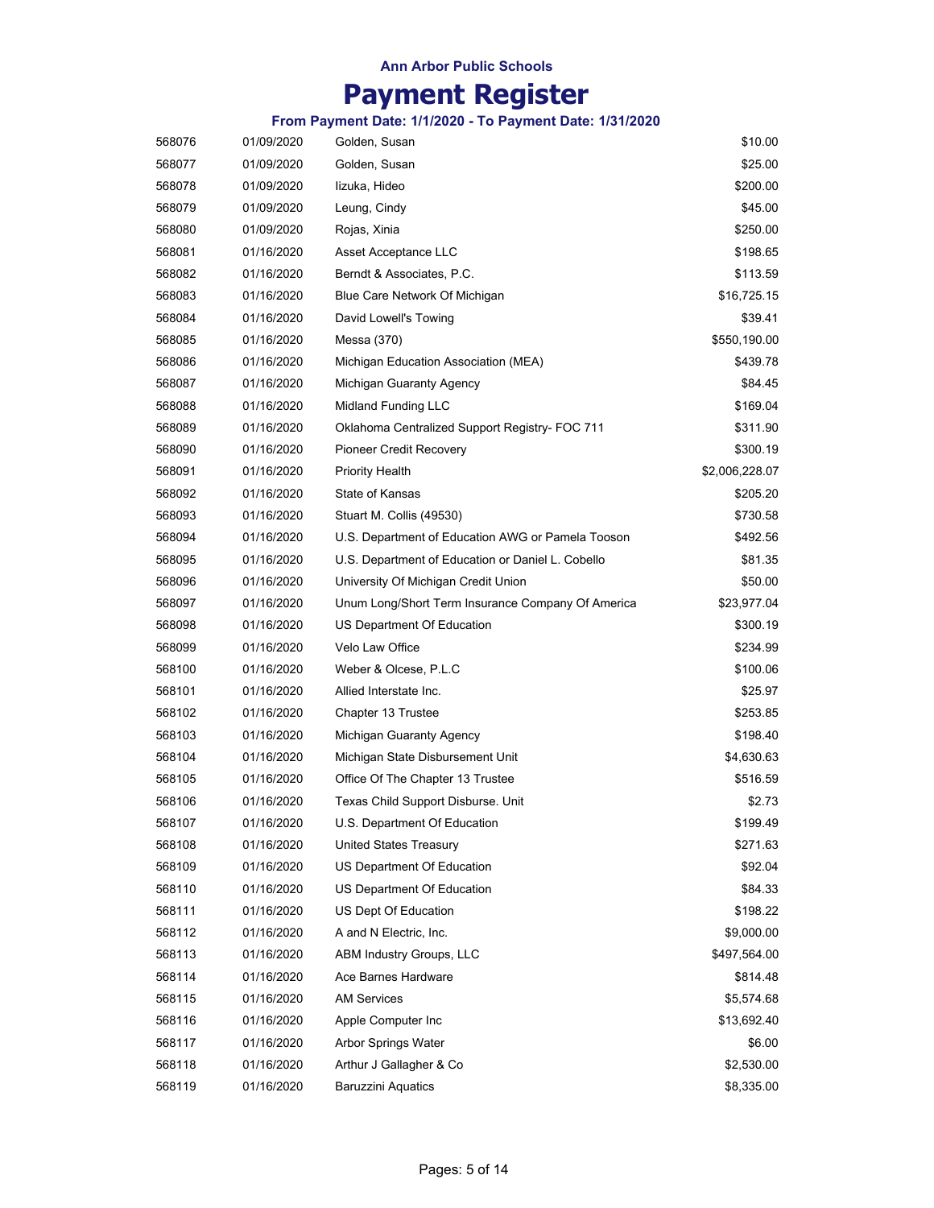**Ann Arbor Public Schools**

# Payment Register

### From Payment Date: 1/1/2020 - To Payment Date: 1/31/2020

| | | | |
|---|---|---|---|
| 568076 | 01/09/2020 | Golden, Susan | $10.00 |
| 568077 | 01/09/2020 | Golden, Susan | $25.00 |
| 568078 | 01/09/2020 | Iizuka, Hideo | $200.00 |
| 568079 | 01/09/2020 | Leung, Cindy | $45.00 |
| 568080 | 01/09/2020 | Rojas, Xinia | $250.00 |
| 568081 | 01/16/2020 | Asset Acceptance LLC | $198.65 |
| 568082 | 01/16/2020 | Berndt & Associates, P.C. | $113.59 |
| 568083 | 01/16/2020 | Blue Care Network Of Michigan | $16,725.15 |
| 568084 | 01/16/2020 | David Lowell's Towing | $39.41 |
| 568085 | 01/16/2020 | Messa (370) | $550,190.00 |
| 568086 | 01/16/2020 | Michigan Education Association (MEA) | $439.78 |
| 568087 | 01/16/2020 | Michigan Guaranty Agency | $84.45 |
| 568088 | 01/16/2020 | Midland Funding LLC | $169.04 |
| 568089 | 01/16/2020 | Oklahoma Centralized Support Registry- FOC 711 | $311.90 |
| 568090 | 01/16/2020 | Pioneer Credit Recovery | $300.19 |
| 568091 | 01/16/2020 | Priority Health | $2,006,228.07 |
| 568092 | 01/16/2020 | State of Kansas | $205.20 |
| 568093 | 01/16/2020 | Stuart M. Collis (49530) | $730.58 |
| 568094 | 01/16/2020 | U.S. Department of Education AWG or Pamela Tooson | $492.56 |
| 568095 | 01/16/2020 | U.S. Department of Education or Daniel L. Cobello | $81.35 |
| 568096 | 01/16/2020 | University Of Michigan Credit Union | $50.00 |
| 568097 | 01/16/2020 | Unum Long/Short Term Insurance Company Of America | $23,977.04 |
| 568098 | 01/16/2020 | US Department Of Education | $300.19 |
| 568099 | 01/16/2020 | Velo Law Office | $234.99 |
| 568100 | 01/16/2020 | Weber & Olcese, P.L.C | $100.06 |
| 568101 | 01/16/2020 | Allied Interstate Inc. | $25.97 |
| 568102 | 01/16/2020 | Chapter 13 Trustee | $253.85 |
| 568103 | 01/16/2020 | Michigan Guaranty Agency | $198.40 |
| 568104 | 01/16/2020 | Michigan State Disbursement Unit | $4,630.63 |
| 568105 | 01/16/2020 | Office Of The Chapter 13 Trustee | $516.59 |
| 568106 | 01/16/2020 | Texas Child Support Disburse. Unit | $2.73 |
| 568107 | 01/16/2020 | U.S. Department Of Education | $199.49 |
| 568108 | 01/16/2020 | United States Treasury | $271.63 |
| 568109 | 01/16/2020 | US Department Of Education | $92.04 |
| 568110 | 01/16/2020 | US Department Of Education | $84.33 |
| 568111 | 01/16/2020 | US Dept Of Education | $198.22 |
| 568112 | 01/16/2020 | A and N Electric, Inc. | $9,000.00 |
| 568113 | 01/16/2020 | ABM Industry Groups, LLC | $497,564.00 |
| 568114 | 01/16/2020 | Ace Barnes Hardware | $814.48 |
| 568115 | 01/16/2020 | AM Services | $5,574.68 |
| 568116 | 01/16/2020 | Apple Computer Inc | $13,692.40 |
| 568117 | 01/16/2020 | Arbor Springs Water | $6.00 |
| 568118 | 01/16/2020 | Arthur J Gallagher & Co | $2,530.00 |
| 568119 | 01/16/2020 | Baruzzini Aquatics | $8,335.00 |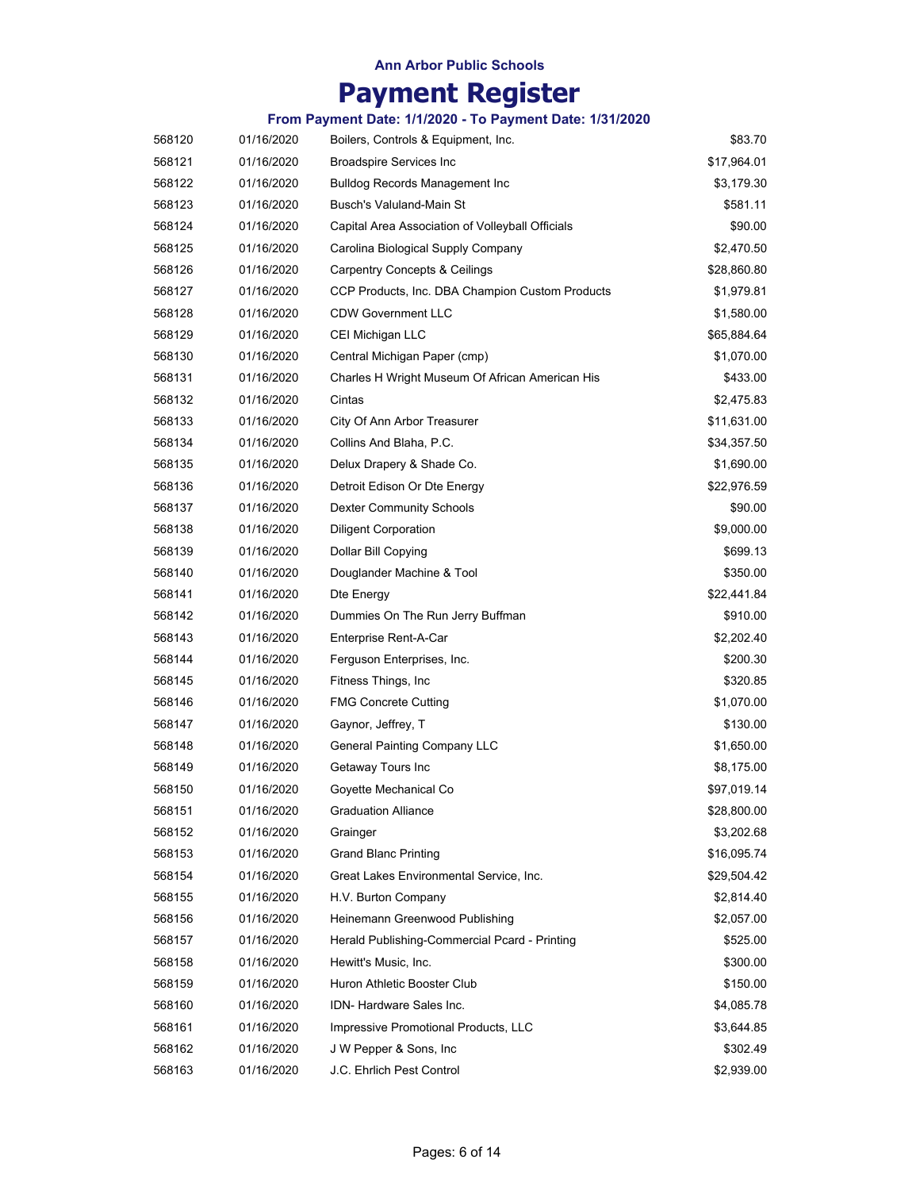**Ann Arbor Public Schools**

# Payment Register

**From Payment Date: 1/1/2020 - To Payment Date: 1/31/2020**

| | | | |
|---|---|---|---|
| 568120 | 01/16/2020 | Boilers, Controls & Equipment, Inc. | $83.70 |
| 568121 | 01/16/2020 | Broadspire Services Inc | $17,964.01 |
| 568122 | 01/16/2020 | Bulldog Records Management Inc | $3,179.30 |
| 568123 | 01/16/2020 | Busch's Valuland-Main St | $581.11 |
| 568124 | 01/16/2020 | Capital Area Association of Volleyball Officials | $90.00 |
| 568125 | 01/16/2020 | Carolina Biological Supply Company | $2,470.50 |
| 568126 | 01/16/2020 | Carpentry Concepts & Ceilings | $28,860.80 |
| 568127 | 01/16/2020 | CCP Products, Inc. DBA Champion Custom Products | $1,979.81 |
| 568128 | 01/16/2020 | CDW Government LLC | $1,580.00 |
| 568129 | 01/16/2020 | CEI Michigan LLC | $65,884.64 |
| 568130 | 01/16/2020 | Central Michigan Paper (cmp) | $1,070.00 |
| 568131 | 01/16/2020 | Charles H Wright Museum Of African American His | $433.00 |
| 568132 | 01/16/2020 | Cintas | $2,475.83 |
| 568133 | 01/16/2020 | City Of Ann Arbor Treasurer | $11,631.00 |
| 568134 | 01/16/2020 | Collins And Blaha, P.C. | $34,357.50 |
| 568135 | 01/16/2020 | Delux Drapery & Shade Co. | $1,690.00 |
| 568136 | 01/16/2020 | Detroit Edison Or Dte Energy | $22,976.59 |
| 568137 | 01/16/2020 | Dexter Community Schools | $90.00 |
| 568138 | 01/16/2020 | Diligent Corporation | $9,000.00 |
| 568139 | 01/16/2020 | Dollar Bill Copying | $699.13 |
| 568140 | 01/16/2020 | Douglander Machine & Tool | $350.00 |
| 568141 | 01/16/2020 | Dte Energy | $22,441.84 |
| 568142 | 01/16/2020 | Dummies On The Run Jerry Buffman | $910.00 |
| 568143 | 01/16/2020 | Enterprise Rent-A-Car | $2,202.40 |
| 568144 | 01/16/2020 | Ferguson Enterprises, Inc. | $200.30 |
| 568145 | 01/16/2020 | Fitness Things, Inc | $320.85 |
| 568146 | 01/16/2020 | FMG Concrete Cutting | $1,070.00 |
| 568147 | 01/16/2020 | Gaynor, Jeffrey, T | $130.00 |
| 568148 | 01/16/2020 | General Painting Company LLC | $1,650.00 |
| 568149 | 01/16/2020 | Getaway Tours Inc | $8,175.00 |
| 568150 | 01/16/2020 | Goyette Mechanical Co | $97,019.14 |
| 568151 | 01/16/2020 | Graduation Alliance | $28,800.00 |
| 568152 | 01/16/2020 | Grainger | $3,202.68 |
| 568153 | 01/16/2020 | Grand Blanc Printing | $16,095.74 |
| 568154 | 01/16/2020 | Great Lakes Environmental Service, Inc. | $29,504.42 |
| 568155 | 01/16/2020 | H.V. Burton Company | $2,814.40 |
| 568156 | 01/16/2020 | Heinemann Greenwood Publishing | $2,057.00 |
| 568157 | 01/16/2020 | Herald Publishing-Commercial Pcard - Printing | $525.00 |
| 568158 | 01/16/2020 | Hewitt's Music, Inc. | $300.00 |
| 568159 | 01/16/2020 | Huron Athletic Booster Club | $150.00 |
| 568160 | 01/16/2020 | IDN- Hardware Sales Inc. | $4,085.78 |
| 568161 | 01/16/2020 | Impressive Promotional Products, LLC | $3,644.85 |
| 568162 | 01/16/2020 | J W Pepper & Sons, Inc | $302.49 |
| 568163 | 01/16/2020 | J.C. Ehrlich Pest Control | $2,939.00 |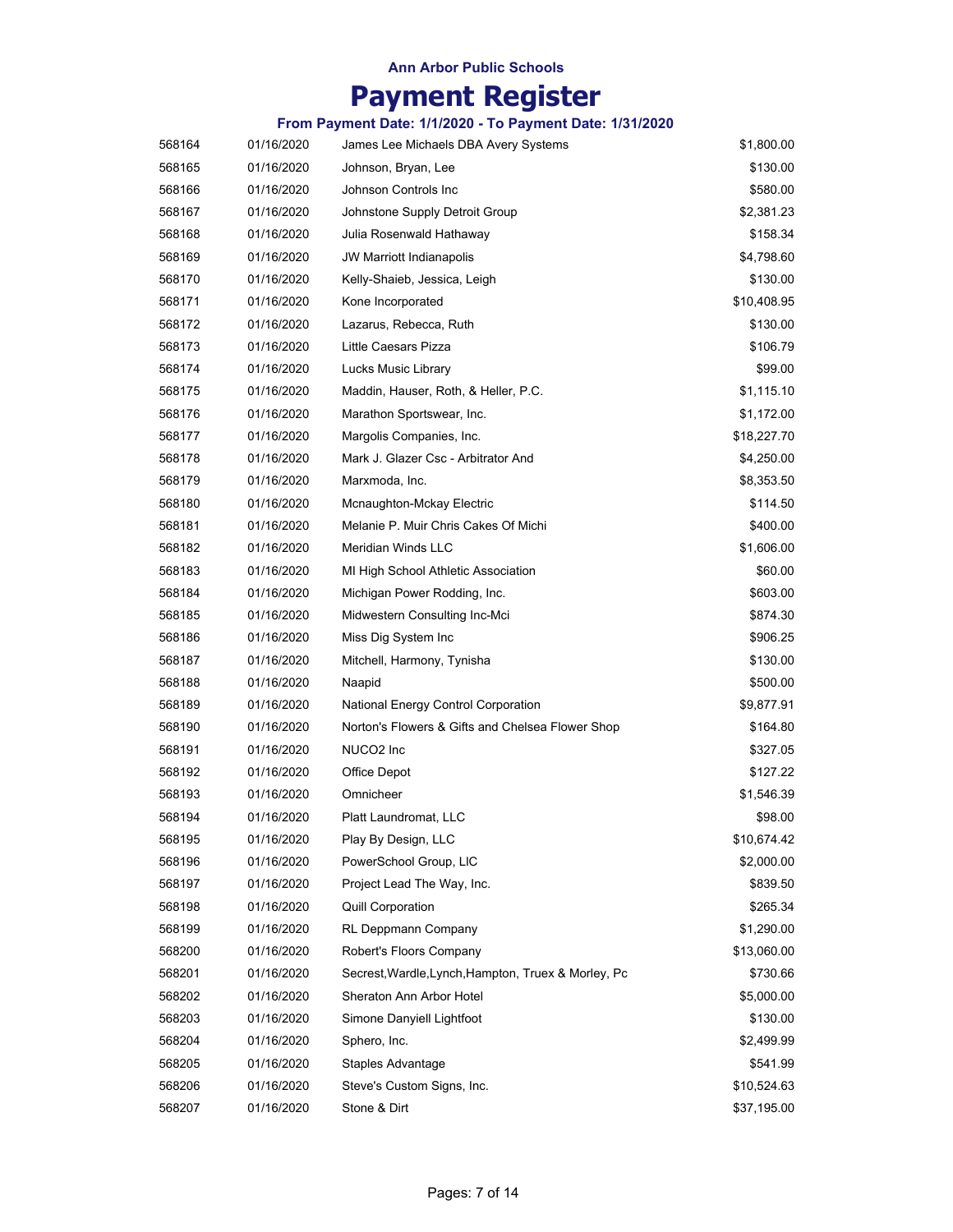**Ann Arbor Public Schools**

# Payment Register

### From Payment Date: 1/1/2020 - To Payment Date: 1/31/2020

| | | | |
|---|---|---|---|
| 568164 | 01/16/2020 | James Lee Michaels DBA Avery Systems | $1,800.00 |
| 568165 | 01/16/2020 | Johnson, Bryan, Lee | $130.00 |
| 568166 | 01/16/2020 | Johnson Controls Inc | $580.00 |
| 568167 | 01/16/2020 | Johnstone Supply Detroit Group | $2,381.23 |
| 568168 | 01/16/2020 | Julia Rosenwald Hathaway | $158.34 |
| 568169 | 01/16/2020 | JW Marriott Indianapolis | $4,798.60 |
| 568170 | 01/16/2020 | Kelly-Shaieb, Jessica, Leigh | $130.00 |
| 568171 | 01/16/2020 | Kone Incorporated | $10,408.95 |
| 568172 | 01/16/2020 | Lazarus, Rebecca, Ruth | $130.00 |
| 568173 | 01/16/2020 | Little Caesars Pizza | $106.79 |
| 568174 | 01/16/2020 | Lucks Music Library | $99.00 |
| 568175 | 01/16/2020 | Maddin, Hauser, Roth, & Heller, P.C. | $1,115.10 |
| 568176 | 01/16/2020 | Marathon Sportswear, Inc. | $1,172.00 |
| 568177 | 01/16/2020 | Margolis Companies, Inc. | $18,227.70 |
| 568178 | 01/16/2020 | Mark J. Glazer Csc - Arbitrator And | $4,250.00 |
| 568179 | 01/16/2020 | Marxmoda, Inc. | $8,353.50 |
| 568180 | 01/16/2020 | Mcnaughton-Mckay Electric | $114.50 |
| 568181 | 01/16/2020 | Melanie P. Muir Chris Cakes Of Michi | $400.00 |
| 568182 | 01/16/2020 | Meridian Winds LLC | $1,606.00 |
| 568183 | 01/16/2020 | MI High School Athletic Association | $60.00 |
| 568184 | 01/16/2020 | Michigan Power Rodding, Inc. | $603.00 |
| 568185 | 01/16/2020 | Midwestern Consulting Inc-Mci | $874.30 |
| 568186 | 01/16/2020 | Miss Dig System Inc | $906.25 |
| 568187 | 01/16/2020 | Mitchell, Harmony, Tynisha | $130.00 |
| 568188 | 01/16/2020 | Naapid | $500.00 |
| 568189 | 01/16/2020 | National Energy Control Corporation | $9,877.91 |
| 568190 | 01/16/2020 | Norton's Flowers & Gifts and Chelsea Flower Shop | $164.80 |
| 568191 | 01/16/2020 | NUCO2 Inc | $327.05 |
| 568192 | 01/16/2020 | Office Depot | $127.22 |
| 568193 | 01/16/2020 | Omnicheer | $1,546.39 |
| 568194 | 01/16/2020 | Platt Laundromat, LLC | $98.00 |
| 568195 | 01/16/2020 | Play By Design, LLC | $10,674.42 |
| 568196 | 01/16/2020 | PowerSchool Group, LlC | $2,000.00 |
| 568197 | 01/16/2020 | Project Lead The Way, Inc. | $839.50 |
| 568198 | 01/16/2020 | Quill Corporation | $265.34 |
| 568199 | 01/16/2020 | RL Deppmann Company | $1,290.00 |
| 568200 | 01/16/2020 | Robert's Floors Company | $13,060.00 |
| 568201 | 01/16/2020 | Secrest,Wardle,Lynch,Hampton, Truex & Morley, Pc | $730.66 |
| 568202 | 01/16/2020 | Sheraton Ann Arbor Hotel | $5,000.00 |
| 568203 | 01/16/2020 | Simone Danyiell Lightfoot | $130.00 |
| 568204 | 01/16/2020 | Sphero, Inc. | $2,499.99 |
| 568205 | 01/16/2020 | Staples Advantage | $541.99 |
| 568206 | 01/16/2020 | Steve's Custom Signs, Inc. | $10,524.63 |
| 568207 | 01/16/2020 | Stone & Dirt | $37,195.00 |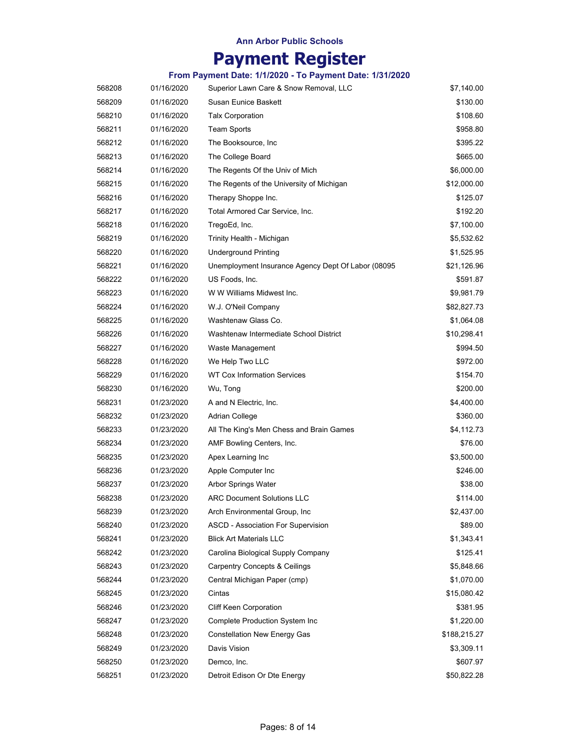**Ann Arbor Public Schools**

# Payment Register

### From Payment Date: 1/1/2020 - To Payment Date: 1/31/2020

| | | | |
|---|---|---|---|
| 568208 | 01/16/2020 | Superior Lawn Care & Snow Removal, LLC | $7,140.00 |
| 568209 | 01/16/2020 | Susan Eunice Baskett | $130.00 |
| 568210 | 01/16/2020 | Talx Corporation | $108.60 |
| 568211 | 01/16/2020 | Team Sports | $958.80 |
| 568212 | 01/16/2020 | The Booksource, Inc | $395.22 |
| 568213 | 01/16/2020 | The College Board | $665.00 |
| 568214 | 01/16/2020 | The Regents Of the Univ of Mich | $6,000.00 |
| 568215 | 01/16/2020 | The Regents of the University of Michigan | $12,000.00 |
| 568216 | 01/16/2020 | Therapy Shoppe Inc. | $125.07 |
| 568217 | 01/16/2020 | Total Armored Car Service, Inc. | $192.20 |
| 568218 | 01/16/2020 | TregoEd, Inc. | $7,100.00 |
| 568219 | 01/16/2020 | Trinity Health - Michigan | $5,532.62 |
| 568220 | 01/16/2020 | Underground Printing | $1,525.95 |
| 568221 | 01/16/2020 | Unemployment Insurance Agency Dept Of Labor (08095 | $21,126.96 |
| 568222 | 01/16/2020 | US Foods, Inc. | $591.87 |
| 568223 | 01/16/2020 | W W Williams Midwest Inc. | $9,981.79 |
| 568224 | 01/16/2020 | W.J. O'Neil Company | $82,827.73 |
| 568225 | 01/16/2020 | Washtenaw Glass Co. | $1,064.08 |
| 568226 | 01/16/2020 | Washtenaw Intermediate School District | $10,298.41 |
| 568227 | 01/16/2020 | Waste Management | $994.50 |
| 568228 | 01/16/2020 | We Help Two LLC | $972.00 |
| 568229 | 01/16/2020 | WT Cox Information Services | $154.70 |
| 568230 | 01/16/2020 | Wu, Tong | $200.00 |
| 568231 | 01/23/2020 | A and N Electric, Inc. | $4,400.00 |
| 568232 | 01/23/2020 | Adrian College | $360.00 |
| 568233 | 01/23/2020 | All The King's Men Chess and Brain Games | $4,112.73 |
| 568234 | 01/23/2020 | AMF Bowling Centers, Inc. | $76.00 |
| 568235 | 01/23/2020 | Apex Learning Inc | $3,500.00 |
| 568236 | 01/23/2020 | Apple Computer Inc | $246.00 |
| 568237 | 01/23/2020 | Arbor Springs Water | $38.00 |
| 568238 | 01/23/2020 | ARC Document Solutions LLC | $114.00 |
| 568239 | 01/23/2020 | Arch Environmental Group, Inc | $2,437.00 |
| 568240 | 01/23/2020 | ASCD - Association For Supervision | $89.00 |
| 568241 | 01/23/2020 | Blick Art Materials LLC | $1,343.41 |
| 568242 | 01/23/2020 | Carolina Biological Supply Company | $125.41 |
| 568243 | 01/23/2020 | Carpentry Concepts & Ceilings | $5,848.66 |
| 568244 | 01/23/2020 | Central Michigan Paper (cmp) | $1,070.00 |
| 568245 | 01/23/2020 | Cintas | $15,080.42 |
| 568246 | 01/23/2020 | Cliff Keen Corporation | $381.95 |
| 568247 | 01/23/2020 | Complete Production System Inc | $1,220.00 |
| 568248 | 01/23/2020 | Constellation New Energy Gas | $188,215.27 |
| 568249 | 01/23/2020 | Davis Vision | $3,309.11 |
| 568250 | 01/23/2020 | Demco, Inc. | $607.97 |
| 568251 | 01/23/2020 | Detroit Edison Or Dte Energy | $50,822.28 |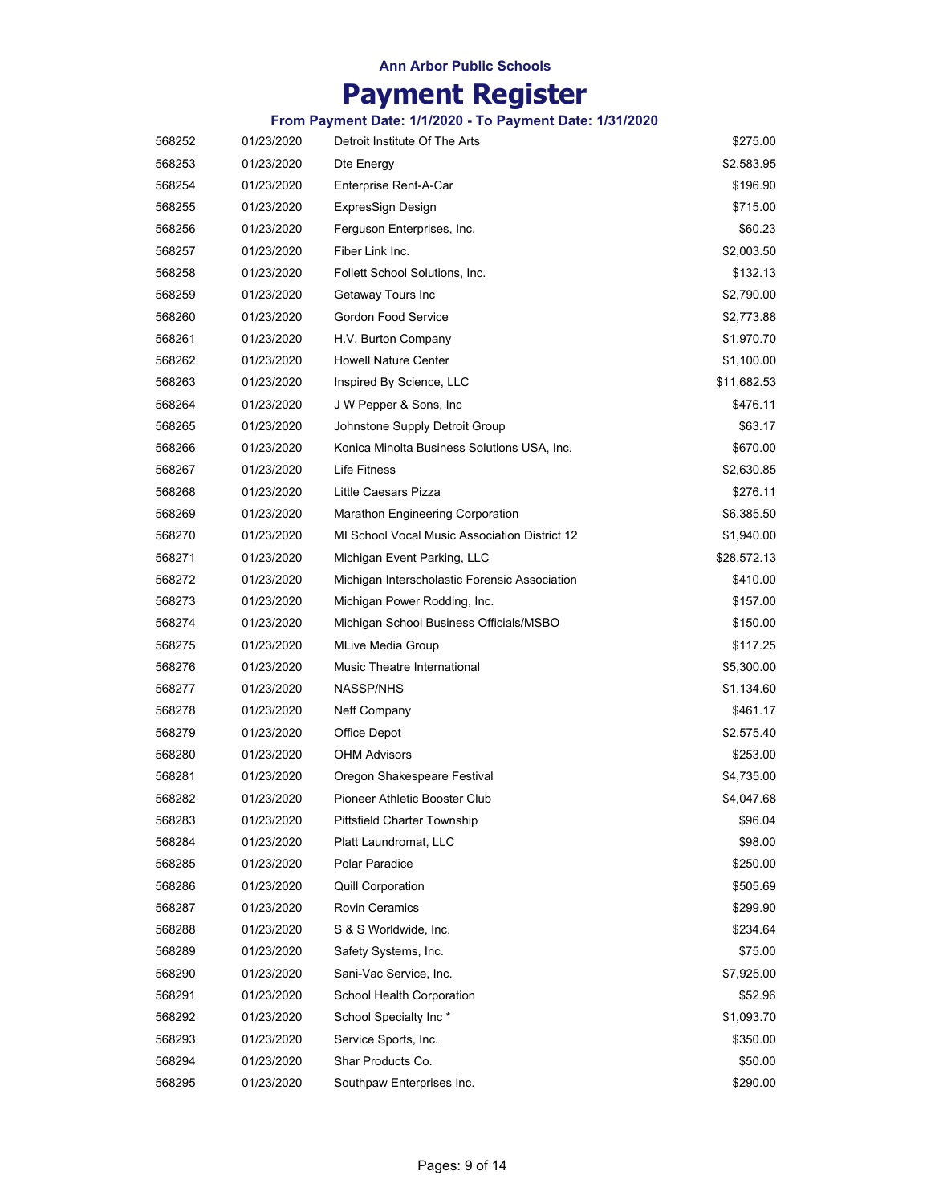**Ann Arbor Public Schools**

# Payment Register

**From Payment Date: 1/1/2020 - To Payment Date: 1/31/2020**

| | | | |
|---|---|---|---|
| 568252 | 01/23/2020 | Detroit Institute Of The Arts | $275.00 |
| 568253 | 01/23/2020 | Dte Energy | $2,583.95 |
| 568254 | 01/23/2020 | Enterprise Rent-A-Car | $196.90 |
| 568255 | 01/23/2020 | ExpresSign Design | $715.00 |
| 568256 | 01/23/2020 | Ferguson Enterprises, Inc. | $60.23 |
| 568257 | 01/23/2020 | Fiber Link Inc. | $2,003.50 |
| 568258 | 01/23/2020 | Follett School Solutions, Inc. | $132.13 |
| 568259 | 01/23/2020 | Getaway Tours Inc | $2,790.00 |
| 568260 | 01/23/2020 | Gordon Food Service | $2,773.88 |
| 568261 | 01/23/2020 | H.V. Burton Company | $1,970.70 |
| 568262 | 01/23/2020 | Howell Nature Center | $1,100.00 |
| 568263 | 01/23/2020 | Inspired By Science, LLC | $11,682.53 |
| 568264 | 01/23/2020 | J W Pepper & Sons, Inc | $476.11 |
| 568265 | 01/23/2020 | Johnstone Supply Detroit Group | $63.17 |
| 568266 | 01/23/2020 | Konica Minolta Business Solutions USA, Inc. | $670.00 |
| 568267 | 01/23/2020 | Life Fitness | $2,630.85 |
| 568268 | 01/23/2020 | Little Caesars Pizza | $276.11 |
| 568269 | 01/23/2020 | Marathon Engineering Corporation | $6,385.50 |
| 568270 | 01/23/2020 | MI School Vocal Music Association District 12 | $1,940.00 |
| 568271 | 01/23/2020 | Michigan Event Parking, LLC | $28,572.13 |
| 568272 | 01/23/2020 | Michigan Interscholastic Forensic Association | $410.00 |
| 568273 | 01/23/2020 | Michigan Power Rodding, Inc. | $157.00 |
| 568274 | 01/23/2020 | Michigan School Business Officials/MSBO | $150.00 |
| 568275 | 01/23/2020 | MLive Media Group | $117.25 |
| 568276 | 01/23/2020 | Music Theatre International | $5,300.00 |
| 568277 | 01/23/2020 | NASSP/NHS | $1,134.60 |
| 568278 | 01/23/2020 | Neff Company | $461.17 |
| 568279 | 01/23/2020 | Office Depot | $2,575.40 |
| 568280 | 01/23/2020 | OHM Advisors | $253.00 |
| 568281 | 01/23/2020 | Oregon Shakespeare Festival | $4,735.00 |
| 568282 | 01/23/2020 | Pioneer Athletic Booster Club | $4,047.68 |
| 568283 | 01/23/2020 | Pittsfield Charter Township | $96.04 |
| 568284 | 01/23/2020 | Platt Laundromat, LLC | $98.00 |
| 568285 | 01/23/2020 | Polar Paradice | $250.00 |
| 568286 | 01/23/2020 | Quill Corporation | $505.69 |
| 568287 | 01/23/2020 | Rovin Ceramics | $299.90 |
| 568288 | 01/23/2020 | S & S Worldwide, Inc. | $234.64 |
| 568289 | 01/23/2020 | Safety Systems, Inc. | $75.00 |
| 568290 | 01/23/2020 | Sani-Vac Service, Inc. | $7,925.00 |
| 568291 | 01/23/2020 | School Health Corporation | $52.96 |
| 568292 | 01/23/2020 | School Specialty Inc * | $1,093.70 |
| 568293 | 01/23/2020 | Service Sports, Inc. | $350.00 |
| 568294 | 01/23/2020 | Shar Products Co. | $50.00 |
| 568295 | 01/23/2020 | Southpaw Enterprises Inc. | $290.00 |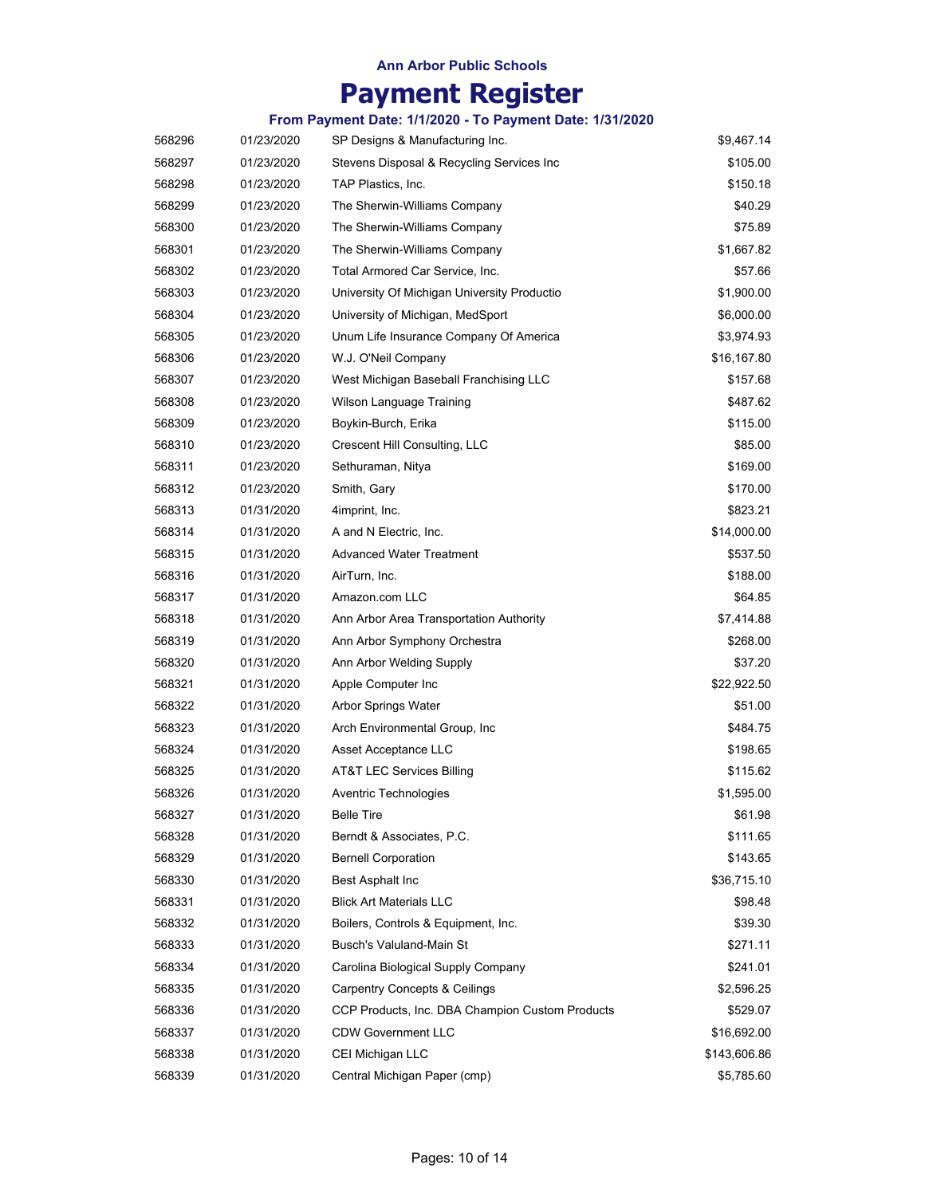Ann Arbor Public Schools

# Payment Register

### From Payment Date: 1/1/2020 - To Payment Date: 1/31/2020

| | | | |
|---|---|---|---|
| 568296 | 01/23/2020 | SP Designs & Manufacturing Inc. | $9,467.14 |
| 568297 | 01/23/2020 | Stevens Disposal & Recycling Services Inc | $105.00 |
| 568298 | 01/23/2020 | TAP Plastics, Inc. | $150.18 |
| 568299 | 01/23/2020 | The Sherwin-Williams Company | $40.29 |
| 568300 | 01/23/2020 | The Sherwin-Williams Company | $75.89 |
| 568301 | 01/23/2020 | The Sherwin-Williams Company | $1,667.82 |
| 568302 | 01/23/2020 | Total Armored Car Service, Inc. | $57.66 |
| 568303 | 01/23/2020 | University Of Michigan University Productio | $1,900.00 |
| 568304 | 01/23/2020 | University of Michigan, MedSport | $6,000.00 |
| 568305 | 01/23/2020 | Unum Life Insurance Company Of America | $3,974.93 |
| 568306 | 01/23/2020 | W.J. O'Neil Company | $16,167.80 |
| 568307 | 01/23/2020 | West Michigan Baseball Franchising LLC | $157.68 |
| 568308 | 01/23/2020 | Wilson Language Training | $487.62 |
| 568309 | 01/23/2020 | Boykin-Burch, Erika | $115.00 |
| 568310 | 01/23/2020 | Crescent Hill Consulting, LLC | $85.00 |
| 568311 | 01/23/2020 | Sethuraman, Nitya | $169.00 |
| 568312 | 01/23/2020 | Smith, Gary | $170.00 |
| 568313 | 01/31/2020 | 4imprint, Inc. | $823.21 |
| 568314 | 01/31/2020 | A and N Electric, Inc. | $14,000.00 |
| 568315 | 01/31/2020 | Advanced Water Treatment | $537.50 |
| 568316 | 01/31/2020 | AirTurn, Inc. | $188.00 |
| 568317 | 01/31/2020 | Amazon.com LLC | $64.85 |
| 568318 | 01/31/2020 | Ann Arbor Area Transportation Authority | $7,414.88 |
| 568319 | 01/31/2020 | Ann Arbor Symphony Orchestra | $268.00 |
| 568320 | 01/31/2020 | Ann Arbor Welding Supply | $37.20 |
| 568321 | 01/31/2020 | Apple Computer Inc | $22,922.50 |
| 568322 | 01/31/2020 | Arbor Springs Water | $51.00 |
| 568323 | 01/31/2020 | Arch Environmental Group, Inc | $484.75 |
| 568324 | 01/31/2020 | Asset Acceptance LLC | $198.65 |
| 568325 | 01/31/2020 | AT&T LEC Services Billing | $115.62 |
| 568326 | 01/31/2020 | Aventric Technologies | $1,595.00 |
| 568327 | 01/31/2020 | Belle Tire | $61.98 |
| 568328 | 01/31/2020 | Berndt & Associates, P.C. | $111.65 |
| 568329 | 01/31/2020 | Bernell Corporation | $143.65 |
| 568330 | 01/31/2020 | Best Asphalt Inc | $36,715.10 |
| 568331 | 01/31/2020 | Blick Art Materials LLC | $98.48 |
| 568332 | 01/31/2020 | Boilers, Controls & Equipment, Inc. | $39.30 |
| 568333 | 01/31/2020 | Busch's Valuland-Main St | $271.11 |
| 568334 | 01/31/2020 | Carolina Biological Supply Company | $241.01 |
| 568335 | 01/31/2020 | Carpentry Concepts & Ceilings | $2,596.25 |
| 568336 | 01/31/2020 | CCP Products, Inc. DBA Champion Custom Products | $529.07 |
| 568337 | 01/31/2020 | CDW Government LLC | $16,692.00 |
| 568338 | 01/31/2020 | CEI Michigan LLC | $143,606.86 |
| 568339 | 01/31/2020 | Central Michigan Paper (cmp) | $5,785.60 |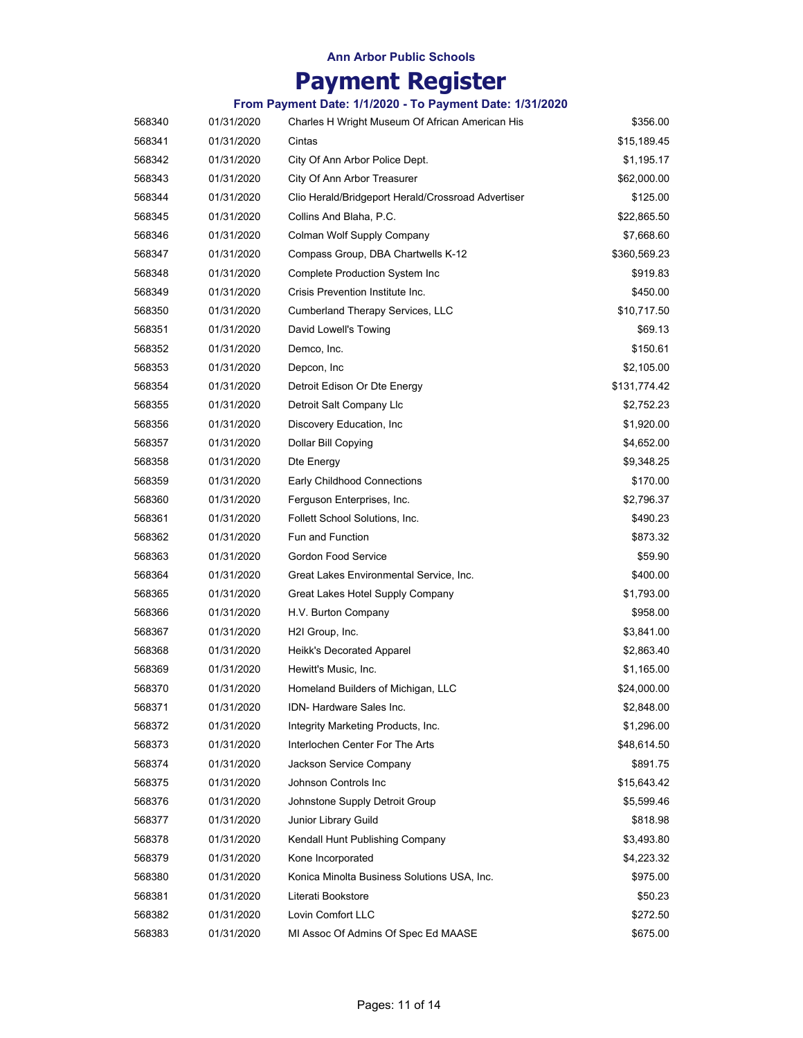Ann Arbor Public Schools

# Payment Register

### From Payment Date: 1/1/2020 - To Payment Date: 1/31/2020

| | | | |
|---|---|---|---|
| 568340 | 01/31/2020 | Charles H Wright Museum Of African American His | $356.00 |
| 568341 | 01/31/2020 | Cintas | $15,189.45 |
| 568342 | 01/31/2020 | City Of Ann Arbor Police Dept. | $1,195.17 |
| 568343 | 01/31/2020 | City Of Ann Arbor Treasurer | $62,000.00 |
| 568344 | 01/31/2020 | Clio Herald/Bridgeport Herald/Crossroad Advertiser | $125.00 |
| 568345 | 01/31/2020 | Collins And Blaha, P.C. | $22,865.50 |
| 568346 | 01/31/2020 | Colman Wolf Supply Company | $7,668.60 |
| 568347 | 01/31/2020 | Compass Group, DBA Chartwells K-12 | $360,569.23 |
| 568348 | 01/31/2020 | Complete Production System Inc | $919.83 |
| 568349 | 01/31/2020 | Crisis Prevention Institute Inc. | $450.00 |
| 568350 | 01/31/2020 | Cumberland Therapy Services, LLC | $10,717.50 |
| 568351 | 01/31/2020 | David Lowell's Towing | $69.13 |
| 568352 | 01/31/2020 | Demco, Inc. | $150.61 |
| 568353 | 01/31/2020 | Depcon, Inc | $2,105.00 |
| 568354 | 01/31/2020 | Detroit Edison Or Dte Energy | $131,774.42 |
| 568355 | 01/31/2020 | Detroit Salt Company Llc | $2,752.23 |
| 568356 | 01/31/2020 | Discovery Education, Inc | $1,920.00 |
| 568357 | 01/31/2020 | Dollar Bill Copying | $4,652.00 |
| 568358 | 01/31/2020 | Dte Energy | $9,348.25 |
| 568359 | 01/31/2020 | Early Childhood Connections | $170.00 |
| 568360 | 01/31/2020 | Ferguson Enterprises, Inc. | $2,796.37 |
| 568361 | 01/31/2020 | Follett School Solutions, Inc. | $490.23 |
| 568362 | 01/31/2020 | Fun and Function | $873.32 |
| 568363 | 01/31/2020 | Gordon Food Service | $59.90 |
| 568364 | 01/31/2020 | Great Lakes Environmental Service, Inc. | $400.00 |
| 568365 | 01/31/2020 | Great Lakes Hotel Supply Company | $1,793.00 |
| 568366 | 01/31/2020 | H.V. Burton Company | $958.00 |
| 568367 | 01/31/2020 | H2I Group, Inc. | $3,841.00 |
| 568368 | 01/31/2020 | Heikk's Decorated Apparel | $2,863.40 |
| 568369 | 01/31/2020 | Hewitt's Music, Inc. | $1,165.00 |
| 568370 | 01/31/2020 | Homeland Builders of Michigan, LLC | $24,000.00 |
| 568371 | 01/31/2020 | IDN- Hardware Sales Inc. | $2,848.00 |
| 568372 | 01/31/2020 | Integrity Marketing Products, Inc. | $1,296.00 |
| 568373 | 01/31/2020 | Interlochen Center For The Arts | $48,614.50 |
| 568374 | 01/31/2020 | Jackson Service Company | $891.75 |
| 568375 | 01/31/2020 | Johnson Controls Inc | $15,643.42 |
| 568376 | 01/31/2020 | Johnstone Supply Detroit Group | $5,599.46 |
| 568377 | 01/31/2020 | Junior Library Guild | $818.98 |
| 568378 | 01/31/2020 | Kendall Hunt Publishing Company | $3,493.80 |
| 568379 | 01/31/2020 | Kone Incorporated | $4,223.32 |
| 568380 | 01/31/2020 | Konica Minolta Business Solutions USA, Inc. | $975.00 |
| 568381 | 01/31/2020 | Literati Bookstore | $50.23 |
| 568382 | 01/31/2020 | Lovin Comfort LLC | $272.50 |
| 568383 | 01/31/2020 | MI Assoc Of Admins Of Spec Ed MAASE | $675.00 |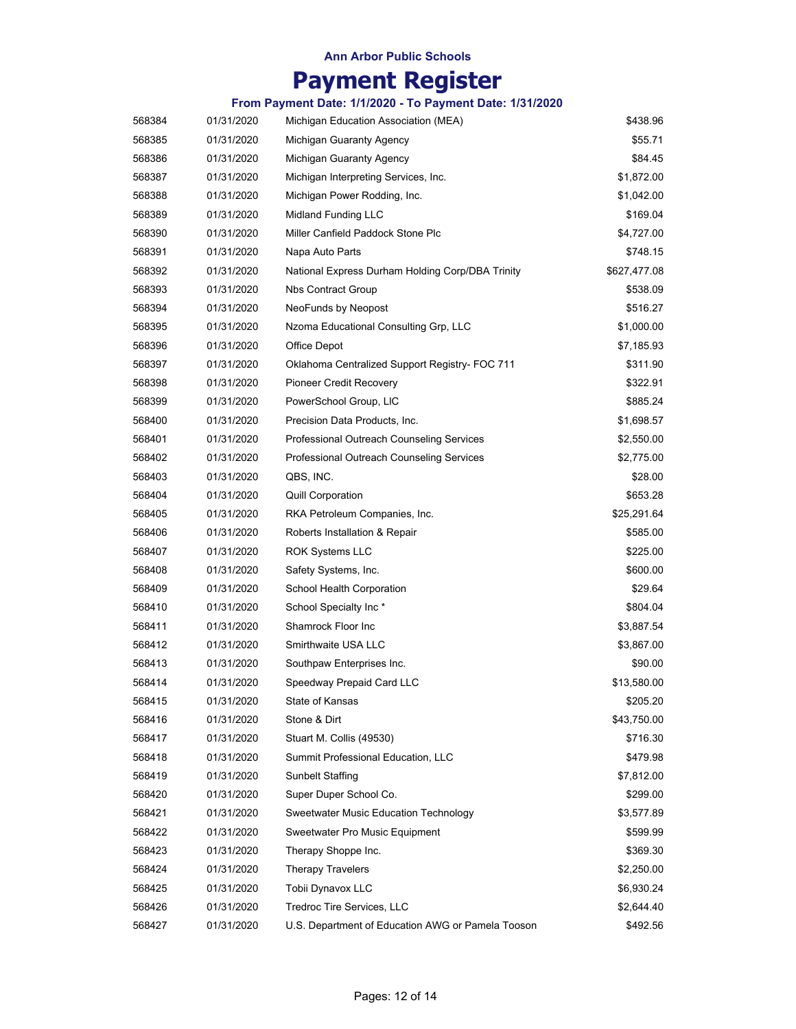**Ann Arbor Public Schools**

# Payment Register

### From Payment Date: 1/1/2020 - To Payment Date: 1/31/2020

| | | | |
|---|---|---|---|
| 568384 | 01/31/2020 | Michigan Education Association (MEA) | $438.96 |
| 568385 | 01/31/2020 | Michigan Guaranty Agency | $55.71 |
| 568386 | 01/31/2020 | Michigan Guaranty Agency | $84.45 |
| 568387 | 01/31/2020 | Michigan Interpreting Services, Inc. | $1,872.00 |
| 568388 | 01/31/2020 | Michigan Power Rodding, Inc. | $1,042.00 |
| 568389 | 01/31/2020 | Midland Funding LLC | $169.04 |
| 568390 | 01/31/2020 | Miller Canfield Paddock Stone Plc | $4,727.00 |
| 568391 | 01/31/2020 | Napa Auto Parts | $748.15 |
| 568392 | 01/31/2020 | National Express Durham Holding Corp/DBA Trinity | $627,477.08 |
| 568393 | 01/31/2020 | Nbs Contract Group | $538.09 |
| 568394 | 01/31/2020 | NeoFunds by Neopost | $516.27 |
| 568395 | 01/31/2020 | Nzoma Educational Consulting Grp, LLC | $1,000.00 |
| 568396 | 01/31/2020 | Office Depot | $7,185.93 |
| 568397 | 01/31/2020 | Oklahoma Centralized Support Registry- FOC 711 | $311.90 |
| 568398 | 01/31/2020 | Pioneer Credit Recovery | $322.91 |
| 568399 | 01/31/2020 | PowerSchool Group, LlC | $885.24 |
| 568400 | 01/31/2020 | Precision Data Products, Inc. | $1,698.57 |
| 568401 | 01/31/2020 | Professional Outreach Counseling Services | $2,550.00 |
| 568402 | 01/31/2020 | Professional Outreach Counseling Services | $2,775.00 |
| 568403 | 01/31/2020 | QBS, INC. | $28.00 |
| 568404 | 01/31/2020 | Quill Corporation | $653.28 |
| 568405 | 01/31/2020 | RKA Petroleum Companies, Inc. | $25,291.64 |
| 568406 | 01/31/2020 | Roberts Installation & Repair | $585.00 |
| 568407 | 01/31/2020 | ROK Systems LLC | $225.00 |
| 568408 | 01/31/2020 | Safety Systems, Inc. | $600.00 |
| 568409 | 01/31/2020 | School Health Corporation | $29.64 |
| 568410 | 01/31/2020 | School Specialty Inc * | $804.04 |
| 568411 | 01/31/2020 | Shamrock Floor Inc | $3,887.54 |
| 568412 | 01/31/2020 | Smirthwaite USA LLC | $3,867.00 |
| 568413 | 01/31/2020 | Southpaw Enterprises Inc. | $90.00 |
| 568414 | 01/31/2020 | Speedway Prepaid Card LLC | $13,580.00 |
| 568415 | 01/31/2020 | State of Kansas | $205.20 |
| 568416 | 01/31/2020 | Stone & Dirt | $43,750.00 |
| 568417 | 01/31/2020 | Stuart M. Collis (49530) | $716.30 |
| 568418 | 01/31/2020 | Summit Professional Education, LLC | $479.98 |
| 568419 | 01/31/2020 | Sunbelt Staffing | $7,812.00 |
| 568420 | 01/31/2020 | Super Duper School Co. | $299.00 |
| 568421 | 01/31/2020 | Sweetwater Music Education Technology | $3,577.89 |
| 568422 | 01/31/2020 | Sweetwater Pro Music Equipment | $599.99 |
| 568423 | 01/31/2020 | Therapy Shoppe Inc. | $369.30 |
| 568424 | 01/31/2020 | Therapy Travelers | $2,250.00 |
| 568425 | 01/31/2020 | Tobii Dynavox LLC | $6,930.24 |
| 568426 | 01/31/2020 | Tredroc Tire Services, LLC | $2,644.40 |
| 568427 | 01/31/2020 | U.S. Department of Education AWG or Pamela Tooson | $492.56 |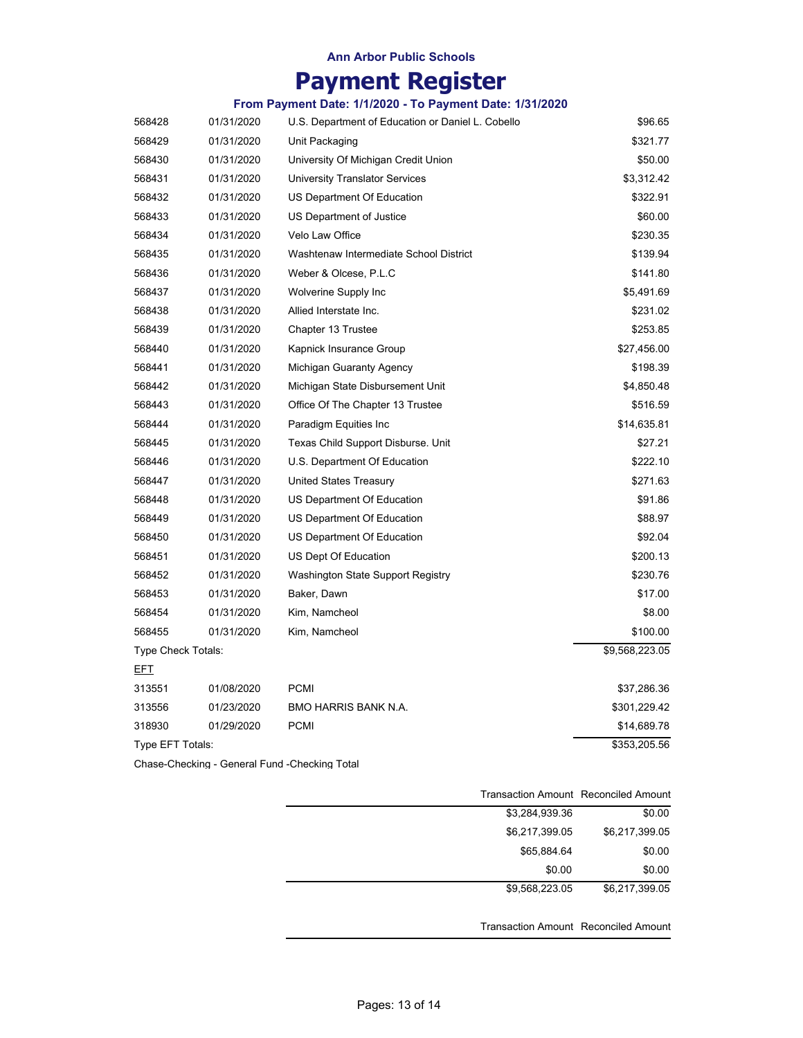# Ann Arbor Public Schools

# Payment Register

### From Payment Date: 1/1/2020 - To Payment Date: 1/31/2020

| | | | |
|---|---|---|---|
| 568428 | 01/31/2020 | U.S. Department of Education or Daniel L. Cobello | $96.65 |
| 568429 | 01/31/2020 | Unit Packaging | $321.77 |
| 568430 | 01/31/2020 | University Of Michigan Credit Union | $50.00 |
| 568431 | 01/31/2020 | University Translator Services | $3,312.42 |
| 568432 | 01/31/2020 | US Department Of Education | $322.91 |
| 568433 | 01/31/2020 | US Department of Justice | $60.00 |
| 568434 | 01/31/2020 | Velo Law Office | $230.35 |
| 568435 | 01/31/2020 | Washtenaw Intermediate School District | $139.94 |
| 568436 | 01/31/2020 | Weber & Olcese, P.L.C | $141.80 |
| 568437 | 01/31/2020 | Wolverine Supply Inc | $5,491.69 |
| 568438 | 01/31/2020 | Allied Interstate Inc. | $231.02 |
| 568439 | 01/31/2020 | Chapter 13 Trustee | $253.85 |
| 568440 | 01/31/2020 | Kapnick Insurance Group | $27,456.00 |
| 568441 | 01/31/2020 | Michigan Guaranty Agency | $198.39 |
| 568442 | 01/31/2020 | Michigan State Disbursement Unit | $4,850.48 |
| 568443 | 01/31/2020 | Office Of The Chapter 13 Trustee | $516.59 |
| 568444 | 01/31/2020 | Paradigm Equities Inc | $14,635.81 |
| 568445 | 01/31/2020 | Texas Child Support Disburse. Unit | $27.21 |
| 568446 | 01/31/2020 | U.S. Department Of Education | $222.10 |
| 568447 | 01/31/2020 | United States Treasury | $271.63 |
| 568448 | 01/31/2020 | US Department Of Education | $91.86 |
| 568449 | 01/31/2020 | US Department Of Education | $88.97 |
| 568450 | 01/31/2020 | US Department Of Education | $92.04 |
| 568451 | 01/31/2020 | US Dept Of Education | $200.13 |
| 568452 | 01/31/2020 | Washington State Support Registry | $230.76 |
| 568453 | 01/31/2020 | Baker, Dawn | $17.00 |
| 568454 | 01/31/2020 | Kim, Namcheol | $8.00 |
| 568455 | 01/31/2020 | Kim, Namcheol | $100.00 |
| Type Check Totals: | | | $9,568,223.05 |
| EFT | | | |
| 313551 | 01/08/2020 | PCMI | $37,286.36 |
| 313556 | 01/23/2020 | BMO HARRIS BANK N.A. | $301,229.42 |
| 318930 | 01/29/2020 | PCMI | $14,689.78 |
| Type EFT Totals: | | | $353,205.56 |

Chase-Checking - General Fund -Checking Total

| Transaction Amount | Reconciled Amount |
|---|---|
| $3,284,939.36 | $0.00 |
| $6,217,399.05 | $6,217,399.05 |
| $65,884.64 | $0.00 |
| $0.00 | $0.00 |
| $9,568,223.05 | $6,217,399.05 |

| Transaction Amount | Reconciled Amount |
|---|---|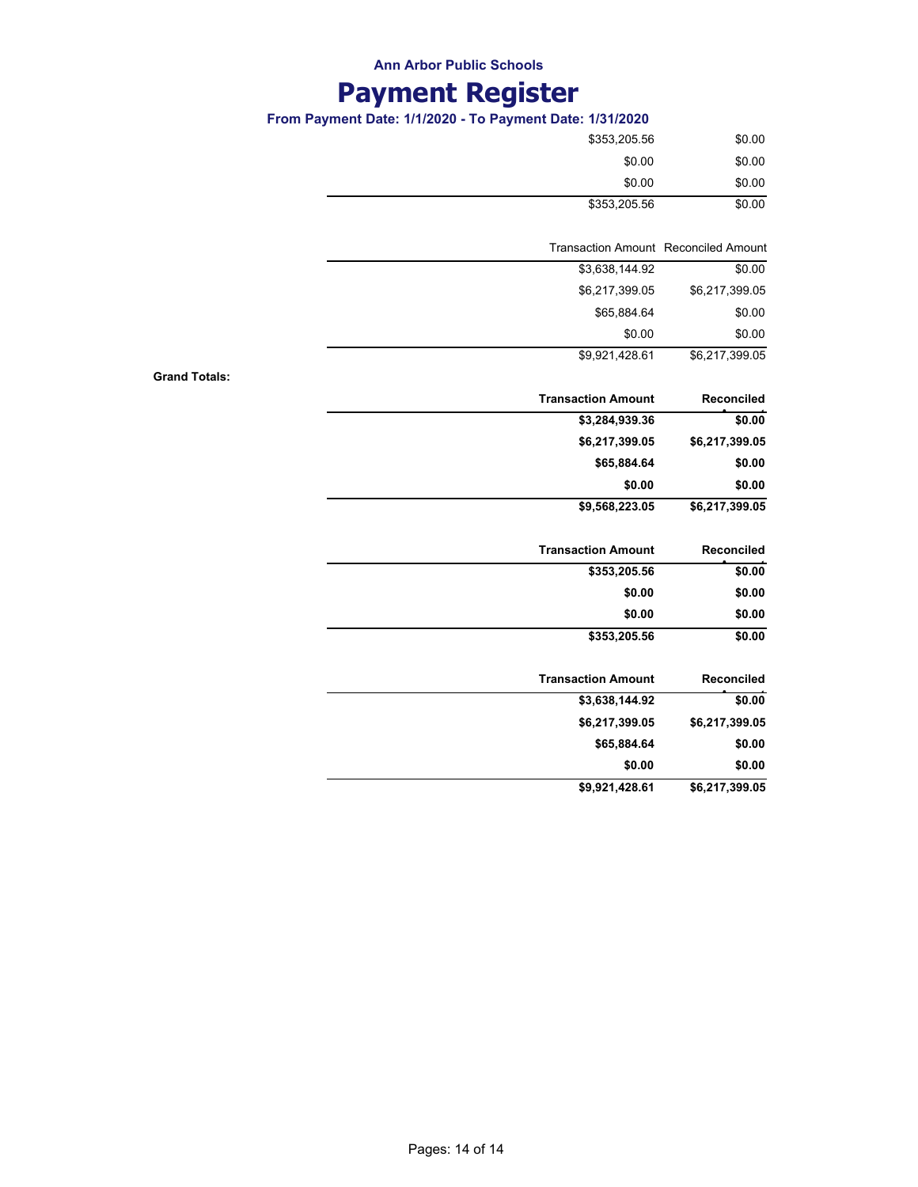**Ann Arbor Public Schools**

# Payment Register

**From Payment Date: 1/1/2020 - To Payment Date: 1/31/2020**

| | |
|---|---|
| $353,205.56 | $0.00 |
| $0.00 | $0.00 |
| $0.00 | $0.00 |
| $353,205.56 | $0.00 |

| Transaction Amount | Reconciled Amount |
|---|---|
| $3,638,144.92 | $0.00 |
| $6,217,399.05 | $6,217,399.05 |
| $65,884.64 | $0.00 |
| $0.00 | $0.00 |
| $9,921,428.61 | $6,217,399.05 |

**Grand Totals:**

| **Transaction Amount** | **Reconciled** |
|---|---|
| **$3,284,939.36** | **$0.00** |
| **$6,217,399.05** | **$6,217,399.05** |
| **$65,884.64** | **$0.00** |
| **$0.00** | **$0.00** |
| **$9,568,223.05** | **$6,217,399.05** |

| **Transaction Amount** | **Reconciled** |
|---|---|
| **$353,205.56** | **$0.00** |
| **$0.00** | **$0.00** |
| **$0.00** | **$0.00** |
| **$353,205.56** | **$0.00** |

| **Transaction Amount** | **Reconciled** |
|---|---|
| **$3,638,144.92** | **$0.00** |
| **$6,217,399.05** | **$6,217,399.05** |
| **$65,884.64** | **$0.00** |
| **$0.00** | **$0.00** |
| **$9,921,428.61** | **$6,217,399.05** |